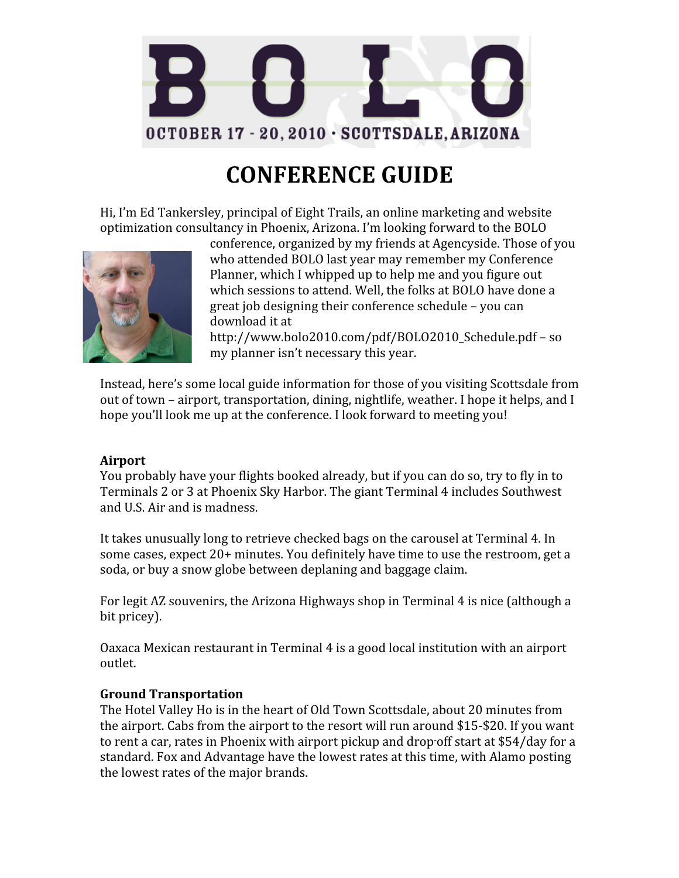# BOLO

OCTOBER 17 - 20, 2010 · SCOTTSDALE, ARIZONA

# CONFERENCE GUIDE

Hi, I'm Ed Tankersley, principal of Eight Trails, an online marketing and website optimization consultancy in Phoenix, Arizona. I'm looking forward to the BOLO conference, organized by my friends at Agencyside. Those of you who attended BOLO last year may remember my Conference Planner, which I whipped up to help me and you figure out which sessions to attend. Well, the folks at BOLO have done a great job designing their conference schedule – you can download it at http://www.bolo2010.com/pdf/BOLO2010_Schedule.pdf – so my planner isn't necessary this year.

Instead, here's some local guide information for those of you visiting Scottsdale from out of town – airport, transportation, dining, nightlife, weather. I hope it helps, and I hope you'll look me up at the conference. I look forward to meeting you!

**Airport**

You probably have your flights booked already, but if you can do so, try to fly in to Terminals 2 or 3 at Phoenix Sky Harbor. The giant Terminal 4 includes Southwest and U.S. Air and is madness.

It takes unusually long to retrieve checked bags on the carousel at Terminal 4. In some cases, expect 20+ minutes. You definitely have time to use the restroom, get a soda, or buy a snow globe between deplaning and baggage claim.

For legit AZ souvenirs, the Arizona Highways shop in Terminal 4 is nice (although a bit pricey).

Oaxaca Mexican restaurant in Terminal 4 is a good local institution with an airport outlet.

**Ground Transportation**

The Hotel Valley Ho is in the heart of Old Town Scottsdale, about 20 minutes from the airport. Cabs from the airport to the resort will run around $15-$20. If you want to rent a car, rates in Phoenix with airport pickup and drop-off start at $54/day for a standard. Fox and Advantage have the lowest rates at this time, with Alamo posting the lowest rates of the major brands.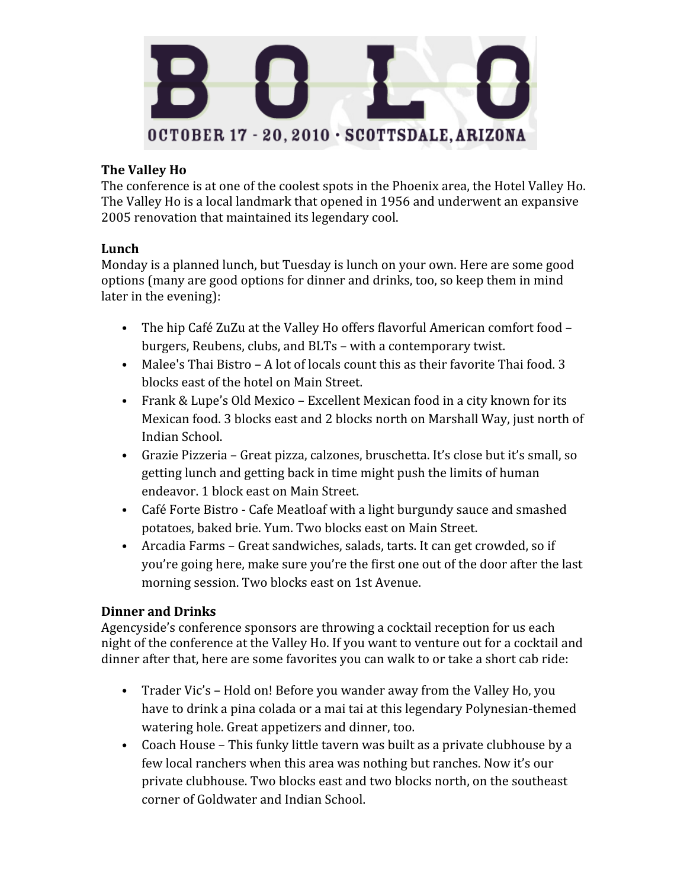# BOLO

OCTOBER 17 - 20, 2010 · SCOTTSDALE, ARIZONA

**The Valley Ho**

The conference is at one of the coolest spots in the Phoenix area, the Hotel Valley Ho. The Valley Ho is a local landmark that opened in 1956 and underwent an expansive 2005 renovation that maintained its legendary cool.

**Lunch**

Monday is a planned lunch, but Tuesday is lunch on your own. Here are some good options (many are good options for dinner and drinks, too, so keep them in mind later in the evening):

- The hip Café ZuZu at the Valley Ho offers flavorful American comfort food – burgers, Reubens, clubs, and BLTs – with a contemporary twist.
- Malee's Thai Bistro – A lot of locals count this as their favorite Thai food. 3 blocks east of the hotel on Main Street.
- Frank & Lupe's Old Mexico – Excellent Mexican food in a city known for its Mexican food. 3 blocks east and 2 blocks north on Marshall Way, just north of Indian School.
- Grazie Pizzeria – Great pizza, calzones, bruschetta. It's close but it's small, so getting lunch and getting back in time might push the limits of human endeavor. 1 block east on Main Street.
- Café Forte Bistro - Cafe Meatloaf with a light burgundy sauce and smashed potatoes, baked brie. Yum. Two blocks east on Main Street.
- Arcadia Farms – Great sandwiches, salads, tarts. It can get crowded, so if you're going here, make sure you're the first one out of the door after the last morning session. Two blocks east on 1st Avenue.

**Dinner and Drinks**

Agencyside's conference sponsors are throwing a cocktail reception for us each night of the conference at the Valley Ho. If you want to venture out for a cocktail and dinner after that, here are some favorites you can walk to or take a short cab ride:

- Trader Vic's – Hold on! Before you wander away from the Valley Ho, you have to drink a pina colada or a mai tai at this legendary Polynesian-themed watering hole. Great appetizers and dinner, too.
- Coach House – This funky little tavern was built as a private clubhouse by a few local ranchers when this area was nothing but ranches. Now it's our private clubhouse. Two blocks east and two blocks north, on the southeast corner of Goldwater and Indian School.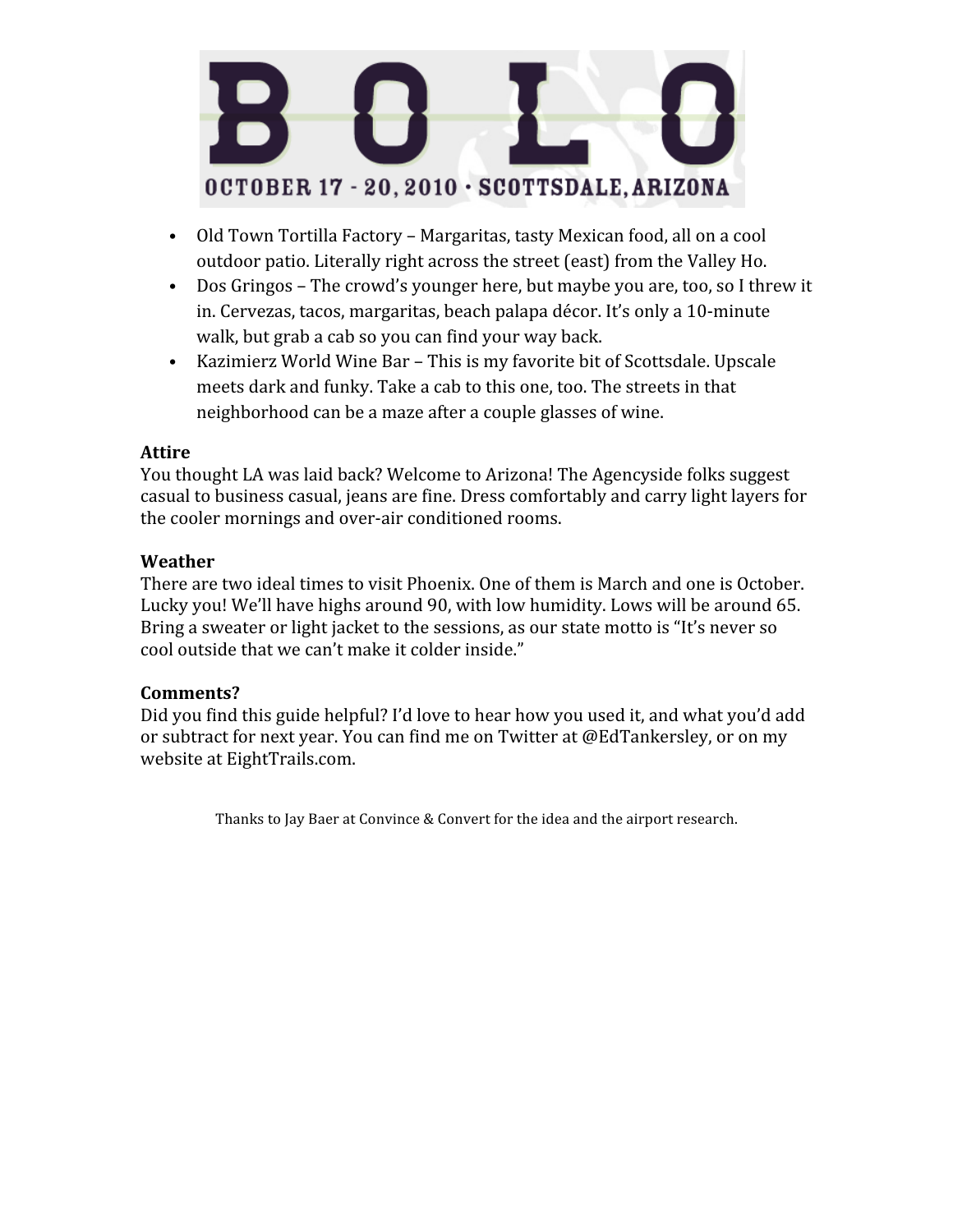# BOLO

OCTOBER 17 - 20, 2010 • SCOTTSDALE, ARIZONA

- Old Town Tortilla Factory – Margaritas, tasty Mexican food, all on a cool outdoor patio. Literally right across the street (east) from the Valley Ho.
- Dos Gringos – The crowd's younger here, but maybe you are, too, so I threw it in. Cervezas, tacos, margaritas, beach palapa décor. It's only a 10-minute walk, but grab a cab so you can find your way back.
- Kazimierz World Wine Bar – This is my favorite bit of Scottsdale. Upscale meets dark and funky. Take a cab to this one, too. The streets in that neighborhood can be a maze after a couple glasses of wine.

**Attire**

You thought LA was laid back? Welcome to Arizona! The Agencyside folks suggest casual to business casual, jeans are fine. Dress comfortably and carry light layers for the cooler mornings and over-air conditioned rooms.

**Weather**

There are two ideal times to visit Phoenix. One of them is March and one is October. Lucky you! We'll have highs around 90, with low humidity. Lows will be around 65. Bring a sweater or light jacket to the sessions, as our state motto is "It's never so cool outside that we can't make it colder inside."

**Comments?**

Did you find this guide helpful? I'd love to hear how you used it, and what you'd add or subtract for next year. You can find me on Twitter at @EdTankersley, or on my website at EightTrails.com.

Thanks to Jay Baer at Convince & Convert for the idea and the airport research.